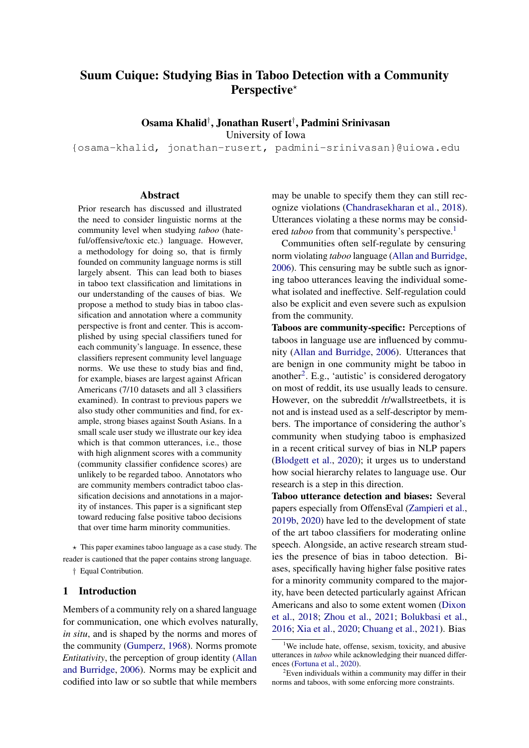# Suum Cuique: Studying Bias in Taboo Detection with a Community Perspective*

**Osama Khalid†, Jonathan Rusert†, Padmini Srinivasan**
University of Iowa
{osama-khalid, jonathan-rusert, padmini-srinivasan}@uiowa.edu

## Abstract

Prior research has discussed and illustrated the need to consider linguistic norms at the community level when studying *taboo* (hateful/offensive/toxic etc.) language. However, a methodology for doing so, that is firmly founded on community language norms is still largely absent. This can lead both to biases in taboo text classification and limitations in our understanding of the causes of bias. We propose a method to study bias in taboo classification and annotation where a community perspective is front and center. This is accomplished by using special classifiers tuned for each community's language. In essence, these classifiers represent community level language norms. We use these to study bias and find, for example, biases are largest against African Americans (7/10 datasets and all 3 classifiers examined). In contrast to previous papers we also study other communities and find, for example, strong biases against South Asians. In a small scale user study we illustrate our key idea which is that common utterances, i.e., those with high alignment scores with a community (community classifier confidence scores) are unlikely to be regarded taboo. Annotators who are community members contradict taboo classification decisions and annotations in a majority of instances. This paper is a significant step toward reducing false positive taboo decisions that over time harm minority communities.

* This paper examines taboo language as a case study. The reader is cautioned that the paper contains strong language.

† Equal Contribution.

## 1 Introduction

Members of a community rely on a shared language for communication, one which evolves naturally, *in situ*, and is shaped by the norms and mores of the community (Gumperz, 1968). Norms promote *Entitativity*, the perception of group identity (Allan and Burridge, 2006). Norms may be explicit and codified into law or so subtle that while members may be unable to specify them they can still recognize violations (Chandrasekharan et al., 2018). Utterances violating a these norms may be considered *taboo* from that community's perspective.[1]

Communities often self-regulate by censuring norm violating *taboo* language (Allan and Burridge, 2006). This censuring may be subtle such as ignoring taboo utterances leaving the individual somewhat isolated and ineffective. Self-regulation could also be explicit and even severe such as expulsion from the community.

**Taboos are community-specific:** Perceptions of taboos in language use are influenced by community (Allan and Burridge, 2006). Utterances that are benign in one community might be taboo in another[2]. E.g., 'autistic' is considered derogatory on most of reddit, its use usually leads to censure. However, on the subreddit /r/wallstreetbets, it is not and is instead used as a self-descriptor by members. The importance of considering the author's community when studying taboo is emphasized in a recent critical survey of bias in NLP papers (Blodgett et al., 2020); it urges us to understand how social hierarchy relates to language use. Our research is a step in this direction.

**Taboo utterance detection and biases:** Several papers especially from OffensEval (Zampieri et al., 2019b, 2020) have led to the development of state of the art taboo classifiers for moderating online speech. Alongside, an active research stream studies the presence of bias in taboo detection. Biases, specifically having higher false positive rates for a minority community compared to the majority, have been detected particularly against African Americans and also to some extent women (Dixon et al., 2018; Zhou et al., 2021; Bolukbasi et al., 2016; Xia et al., 2020; Chuang et al., 2021). Bias

[1] We include hate, offense, sexism, toxicity, and abusive utterances in *taboo* while acknowledging their nuanced differences (Fortuna et al., 2020).

[2] Even individuals within a community may differ in their norms and taboos, with some enforcing more constraints.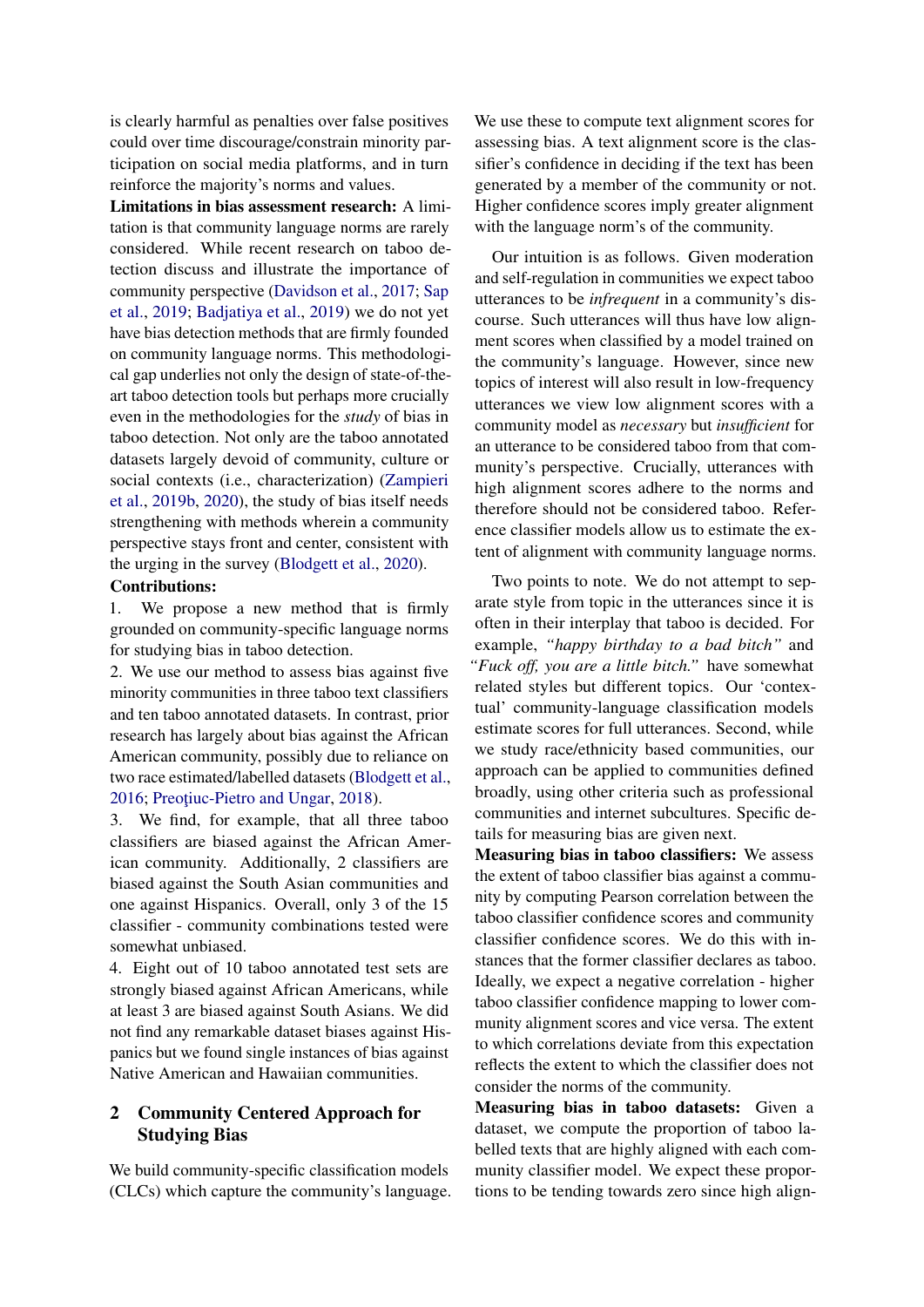is clearly harmful as penalties over false positives could over time discourage/constrain minority participation on social media platforms, and in turn reinforce the majority's norms and values.

**Limitations in bias assessment research:** A limitation is that community language norms are rarely considered. While recent research on taboo detection discuss and illustrate the importance of community perspective (Davidson et al., 2017; Sap et al., 2019; Badjatiya et al., 2019) we do not yet have bias detection methods that are firmly founded on community language norms. This methodological gap underlies not only the design of state-of-the-art taboo detection tools but perhaps more crucially even in the methodologies for the *study* of bias in taboo detection. Not only are the taboo annotated datasets largely devoid of community, culture or social contexts (i.e., characterization) (Zampieri et al., 2019b, 2020), the study of bias itself needs strengthening with methods wherein a community perspective stays front and center, consistent with the urging in the survey (Blodgett et al., 2020).

**Contributions:**

1. We propose a new method that is firmly grounded on community-specific language norms for studying bias in taboo detection.
2. We use our method to assess bias against five minority communities in three taboo text classifiers and ten taboo annotated datasets. In contrast, prior research has largely about bias against the African American community, possibly due to reliance on two race estimated/labelled datasets (Blodgett et al., 2016; Preoţiuc-Pietro and Ungar, 2018).
3. We find, for example, that all three taboo classifiers are biased against the African American community. Additionally, 2 classifiers are biased against the South Asian communities and one against Hispanics. Overall, only 3 of the 15 classifier - community combinations tested were somewhat unbiased.
4. Eight out of 10 taboo annotated test sets are strongly biased against African Americans, while at least 3 are biased against South Asians. We did not find any remarkable dataset biases against Hispanics but we found single instances of bias against Native American and Hawaiian communities.

## 2 Community Centered Approach for Studying Bias

We build community-specific classification models (CLCs) which capture the community's language. We use these to compute text alignment scores for assessing bias. A text alignment score is the classifier's confidence in deciding if the text has been generated by a member of the community or not. Higher confidence scores imply greater alignment with the language norm's of the community.

Our intuition is as follows. Given moderation and self-regulation in communities we expect taboo utterances to be *infrequent* in a community's discourse. Such utterances will thus have low alignment scores when classified by a model trained on the community's language. However, since new topics of interest will also result in low-frequency utterances we view low alignment scores with a community model as *necessary* but *insufficient* for an utterance to be considered taboo from that community's perspective. Crucially, utterances with high alignment scores adhere to the norms and therefore should not be considered taboo. Reference classifier models allow us to estimate the extent of alignment with community language norms.

Two points to note. We do not attempt to separate style from topic in the utterances since it is often in their interplay that taboo is decided. For example, *"happy birthday to a bad bitch"* and *"Fuck off, you are a little bitch."* have somewhat related styles but different topics. Our 'contextual' community-language classification models estimate scores for full utterances. Second, while we study race/ethnicity based communities, our approach can be applied to communities defined broadly, using other criteria such as professional communities and internet subcultures. Specific details for measuring bias are given next.

**Measuring bias in taboo classifiers:** We assess the extent of taboo classifier bias against a community by computing Pearson correlation between the taboo classifier confidence scores and community classifier confidence scores. We do this with instances that the former classifier declares as taboo. Ideally, we expect a negative correlation - higher taboo classifier confidence mapping to lower community alignment scores and vice versa. The extent to which correlations deviate from this expectation reflects the extent to which the classifier does not consider the norms of the community.

**Measuring bias in taboo datasets:** Given a dataset, we compute the proportion of taboo labelled texts that are highly aligned with each community classifier model. We expect these proportions to be tending towards zero since high align-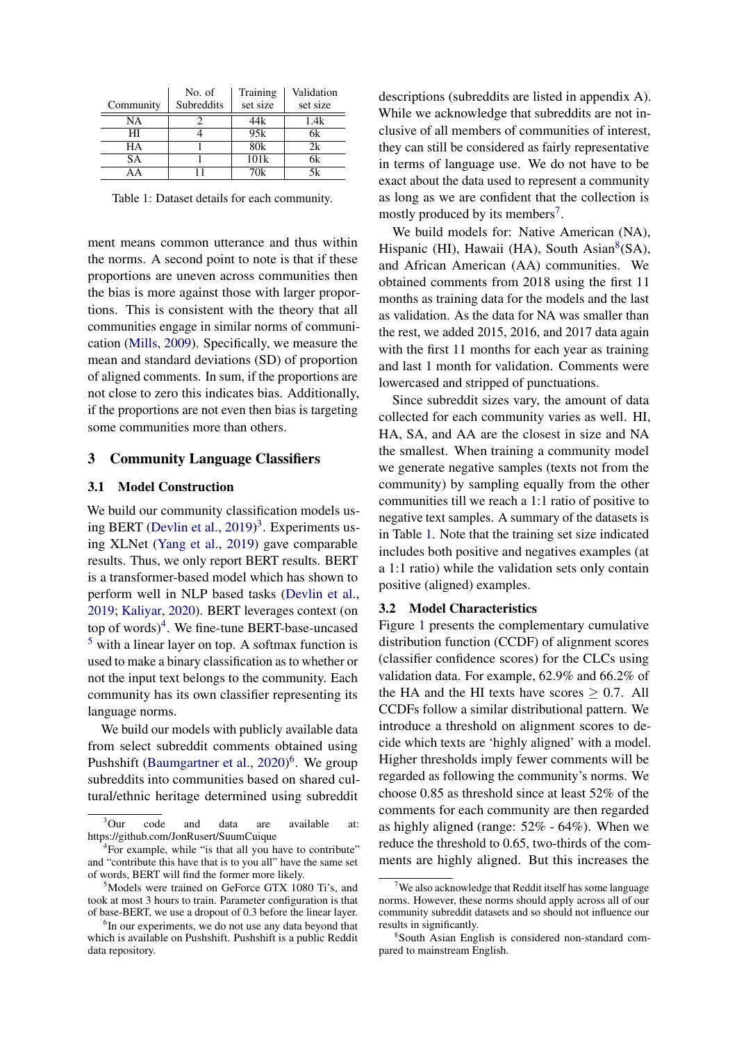| Community | No. of Subreddits | Training set size | Validation set size |
|---|---|---|---|
| NA | 2 | 44k | 1.4k |
| HI | 4 | 95k | 6k |
| HA | 1 | 80k | 2k |
| SA | 1 | 101k | 6k |
| AA | 11 | 70k | 5k |

Table 1: Dataset details for each community.

ment means common utterance and thus within the norms. A second point to note is that if these proportions are uneven across communities then the bias is more against those with larger proportions. This is consistent with the theory that all communities engage in similar norms of communication (Mills, 2009). Specifically, we measure the mean and standard deviations (SD) of proportion of aligned comments. In sum, if the proportions are not close to zero this indicates bias. Additionally, if the proportions are not even then bias is targeting some communities more than others.

## 3 Community Language Classifiers

### 3.1 Model Construction

We build our community classification models using BERT (Devlin et al., 2019)[3]. Experiments using XLNet (Yang et al., 2019) gave comparable results. Thus, we only report BERT results. BERT is a transformer-based model which has shown to perform well in NLP based tasks (Devlin et al., 2019; Kaliyar, 2020). BERT leverages context (on top of words)[4]. We fine-tune BERT-base-uncased [5] with a linear layer on top. A softmax function is used to make a binary classification as to whether or not the input text belongs to the community. Each community has its own classifier representing its language norms.

We build our models with publicly available data from select subreddit comments obtained using Pushshift (Baumgartner et al., 2020)[6]. We group subreddits into communities based on shared cultural/ethnic heritage determined using subreddit descriptions (subreddits are listed in appendix A). While we acknowledge that subreddits are not inclusive of all members of communities of interest, they can still be considered as fairly representative in terms of language use. We do not have to be exact about the data used to represent a community as long as we are confident that the collection is mostly produced by its members[7].

We build models for: Native American (NA), Hispanic (HI), Hawaii (HA), South Asian[8](SA), and African American (AA) communities. We obtained comments from 2018 using the first 11 months as training data for the models and the last as validation. As the data for NA was smaller than the rest, we added 2015, 2016, and 2017 data again with the first 11 months for each year as training and last 1 month for validation. Comments were lowercased and stripped of punctuations.

Since subreddit sizes vary, the amount of data collected for each community varies as well. HI, HA, SA, and AA are the closest in size and NA the smallest. When training a community model we generate negative samples (texts not from the community) by sampling equally from the other communities till we reach a 1:1 ratio of positive to negative text samples. A summary of the datasets is in Table 1. Note that the training set size indicated includes both positive and negatives examples (at a 1:1 ratio) while the validation sets only contain positive (aligned) examples.

### 3.2 Model Characteristics

Figure 1 presents the complementary cumulative distribution function (CCDF) of alignment scores (classifier confidence scores) for the CLCs using validation data. For example, 62.9% and 66.2% of the HA and the HI texts have scores $\geq 0.7$. All CCDFs follow a similar distributional pattern. We introduce a threshold on alignment scores to decide which texts are 'highly aligned' with a model. Higher thresholds imply fewer comments will be regarded as following the community's norms. We choose 0.85 as threshold since at least 52% of the comments for each community are then regarded as highly aligned (range: 52% - 64%). When we reduce the threshold to 0.65, two-thirds of the comments are highly aligned. But this increases the

---

[3]Our code and data are available at: https://github.com/JonRusert/SuumCuique

[4]For example, while "is that all you have to contribute" and "contribute this have that is to you all" have the same set of words, BERT will find the former more likely.

[5]Models were trained on GeForce GTX 1080 Ti's, and took at most 3 hours to train. Parameter configuration is that of base-BERT, we use a dropout of 0.3 before the linear layer.

[6]In our experiments, we do not use any data beyond that which is available on Pushshift. Pushshift is a public Reddit data repository.

[7]We also acknowledge that Reddit itself has some language norms. However, these norms should apply across all of our community subreddit datasets and so should not influence our results in significantly.

[8]South Asian English is considered non-standard compared to mainstream English.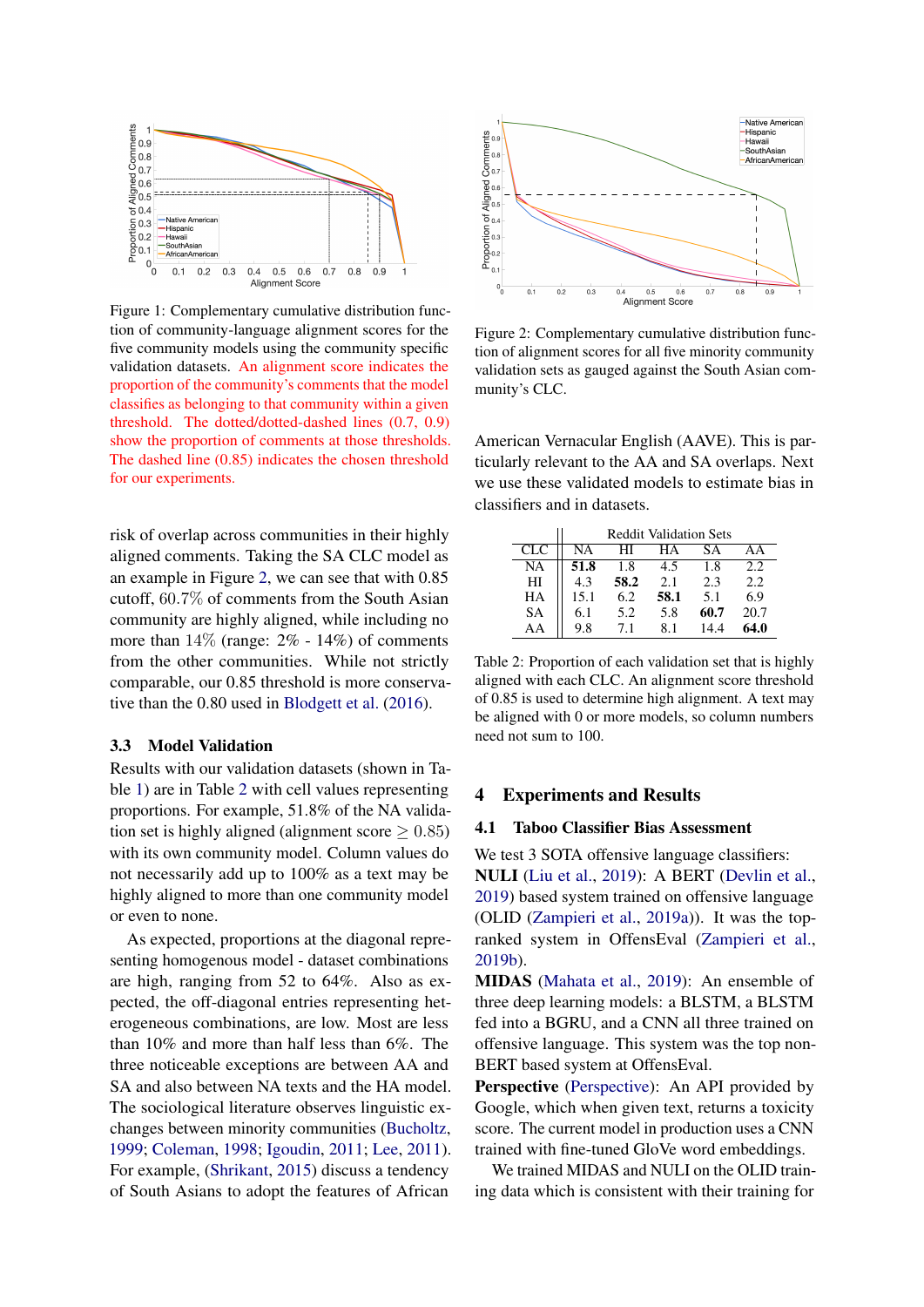Figure 1: Complementary cumulative distribution function of community-language alignment scores for the five community models using the community specific validation datasets. An alignment score indicates the proportion of the community's comments that the model classifies as belonging to that community within a given threshold. The dotted/dotted-dashed lines (0.7, 0.9) show the proportion of comments at those thresholds. The dashed line (0.85) indicates the chosen threshold for our experiments.

Figure 2: Complementary cumulative distribution function of alignment scores for all five minority community validation sets as gauged against the South Asian community's CLC.

risk of overlap across communities in their highly aligned comments. Taking the SA CLC model as an example in Figure 2, we can see that with 0.85 cutoff, 60.7% of comments from the South Asian community are highly aligned, while including no more than 14% (range: 2% - 14%) of comments from the other communities. While not strictly comparable, our 0.85 threshold is more conservative than the 0.80 used in Blodgett et al. (2016).

### 3.3 Model Validation

Results with our validation datasets (shown in Table 1) are in Table 2 with cell values representing proportions. For example, 51.8% of the NA validation set is highly aligned (alignment score $\geq 0.85$) with its own community model. Column values do not necessarily add up to 100% as a text may be highly aligned to more than one community model or even to none.

As expected, proportions at the diagonal representing homogenous model - dataset combinations are high, ranging from 52 to 64%. Also as expected, the off-diagonal entries representing heterogeneous combinations, are low. Most are less than 10% and more than half less than 6%. The three noticeable exceptions are between AA and SA and also between NA texts and the HA model. The sociological literature observes linguistic exchanges between minority communities (Bucholtz, 1999; Coleman, 1998; Igoudin, 2011; Lee, 2011). For example, (Shrikant, 2015) discuss a tendency of South Asians to adopt the features of African American Vernacular English (AAVE). This is particularly relevant to the AA and SA overlaps. Next we use these validated models to estimate bias in classifiers and in datasets.

| CLC | Reddit Validation Sets | | | | |
|---|---|---|---|---|---|
| | NA | HI | HA | SA | AA |
| NA | **51.8** | 1.8 | 4.5 | 1.8 | 2.2 |
| HI | 4.3 | **58.2** | 2.1 | 2.3 | 2.2 |
| HA | 15.1 | 6.2 | **58.1** | 5.1 | 6.9 |
| SA | 6.1 | 5.2 | 5.8 | **60.7** | 20.7 |
| AA | 9.8 | 7.1 | 8.1 | 14.4 | **64.0** |

Table 2: Proportion of each validation set that is highly aligned with each CLC. An alignment score threshold of 0.85 is used to determine high alignment. A text may be aligned with 0 or more models, so column numbers need not sum to 100.

## 4 Experiments and Results

### 4.1 Taboo Classifier Bias Assessment

We test 3 SOTA offensive language classifiers:

**NULI** (Liu et al., 2019): A BERT (Devlin et al., 2019) based system trained on offensive language (OLID (Zampieri et al., 2019a)). It was the top-ranked system in OffensEval (Zampieri et al., 2019b).

**MIDAS** (Mahata et al., 2019): An ensemble of three deep learning models: a BLSTM, a BLSTM fed into a BGRU, and a CNN all three trained on offensive language. This system was the top non-BERT based system at OffensEval.

**Perspective** (Perspective): An API provided by Google, which when given text, returns a toxicity score. The current model in production uses a CNN trained with fine-tuned GloVe word embeddings.

We trained MIDAS and NULI on the OLID training data which is consistent with their training for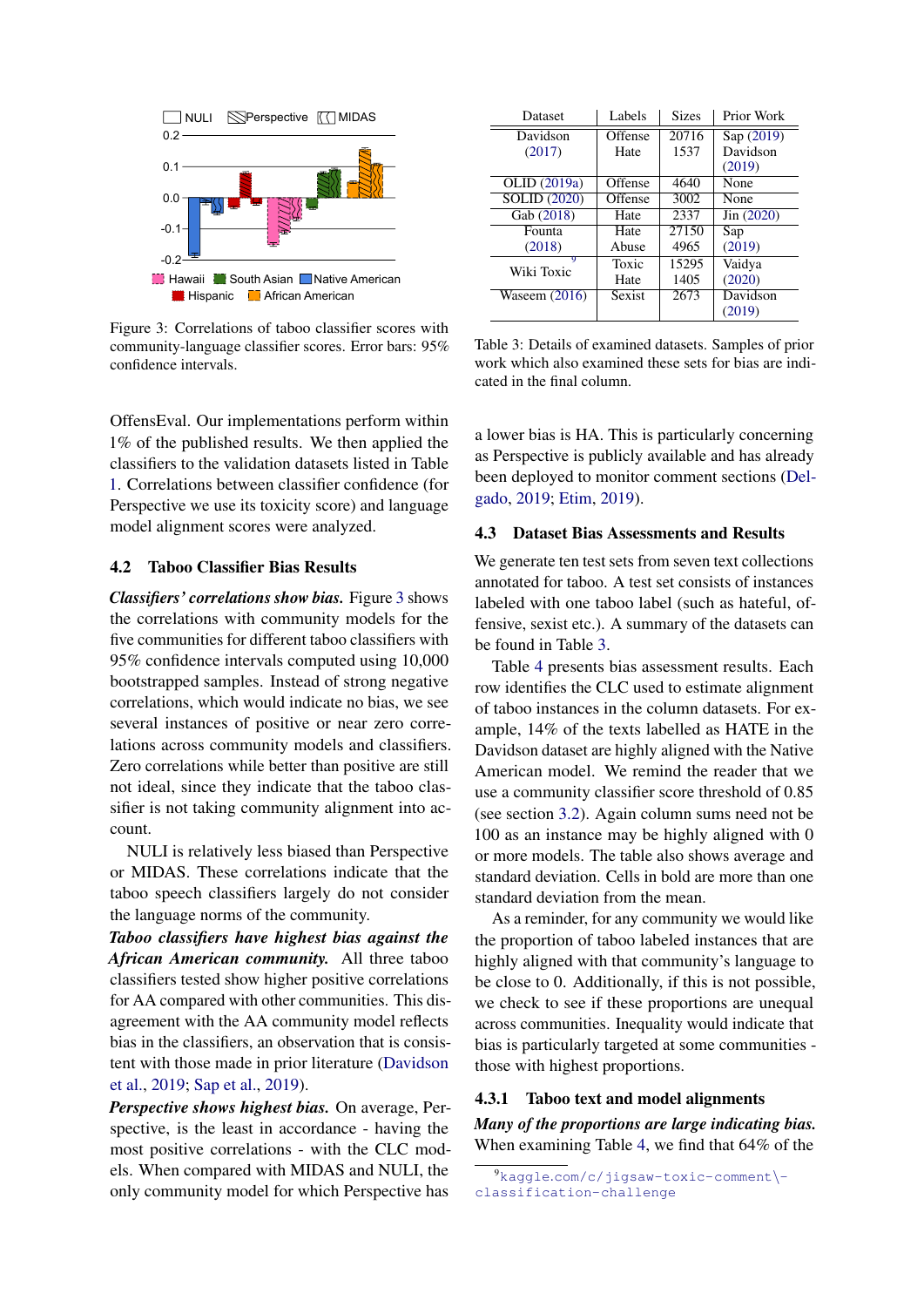Figure 3: Correlations of taboo classifier scores with community-language classifier scores. Error bars: 95% confidence intervals.

| Dataset | Labels | Sizes | Prior Work |
|---|---|---|---|
| Davidson (2017) | Offense<br>Hate | 20716<br>1537 | Sap (2019)<br>Davidson (2019) |
| OLID (2019a) | Offense | 4640 | None |
| SOLID (2020) | Offense | 3002 | None |
| Gab (2018) | Hate | 2337 | Jin (2020) |
| Founta (2018) | Hate<br>Abuse | 27150<br>4965 | Sap (2019) |
| Wiki Toxic[9] | Toxic<br>Hate | 15295<br>1405 | Vaidya (2020) |
| Waseem (2016) | Sexist | 2673 | Davidson (2019) |

Table 3: Details of examined datasets. Samples of prior work which also examined these sets for bias are indicated in the final column.

OffensEval. Our implementations perform within 1% of the published results. We then applied the classifiers to the validation datasets listed in Table 1. Correlations between classifier confidence (for Perspective we use its toxicity score) and language model alignment scores were analyzed.

### 4.2 Taboo Classifier Bias Results

***Classifiers' correlations show bias.*** Figure 3 shows the correlations with community models for the five communities for different taboo classifiers with 95% confidence intervals computed using 10,000 bootstrapped samples. Instead of strong negative correlations, which would indicate no bias, we see several instances of positive or near zero correlations across community models and classifiers. Zero correlations while better than positive are still not ideal, since they indicate that the taboo classifier is not taking community alignment into account.

NULI is relatively less biased than Perspective or MIDAS. These correlations indicate that the taboo speech classifiers largely do not consider the language norms of the community.

***Taboo classifiers have highest bias against the African American community.*** All three taboo classifiers tested show higher positive correlations for AA compared with other communities. This disagreement with the AA community model reflects bias in the classifiers, an observation that is consistent with those made in prior literature (Davidson et al., 2019; Sap et al., 2019).

***Perspective shows highest bias.*** On average, Perspective, is the least in accordance - having the most positive correlations - with the CLC models. When compared with MIDAS and NULI, the only community model for which Perspective has a lower bias is HA. This is particularly concerning as Perspective is publicly available and has already been deployed to monitor comment sections (Delgado, 2019; Etim, 2019).

### 4.3 Dataset Bias Assessments and Results

We generate ten test sets from seven text collections annotated for taboo. A test set consists of instances labeled with one taboo label (such as hateful, offensive, sexist etc.). A summary of the datasets can be found in Table 3.

Table 4 presents bias assessment results. Each row identifies the CLC used to estimate alignment of taboo instances in the column datasets. For example, 14% of the texts labelled as HATE in the Davidson dataset are highly aligned with the Native American model. We remind the reader that we use a community classifier score threshold of 0.85 (see section 3.2). Again column sums need not be 100 as an instance may be highly aligned with 0 or more models. The table also shows average and standard deviation. Cells in bold are more than one standard deviation from the mean.

As a reminder, for any community we would like the proportion of taboo labeled instances that are highly aligned with that community's language to be close to 0. Additionally, if this is not possible, we check to see if these proportions are unequal across communities. Inequality would indicate that bias is particularly targeted at some communities - those with highest proportions.

#### 4.3.1 Taboo text and model alignments

***Many of the proportions are large indicating bias.*** When examining Table 4, we find that 64% of the

[9] kaggle.com/c/jigsaw-toxic-comment-classification-challenge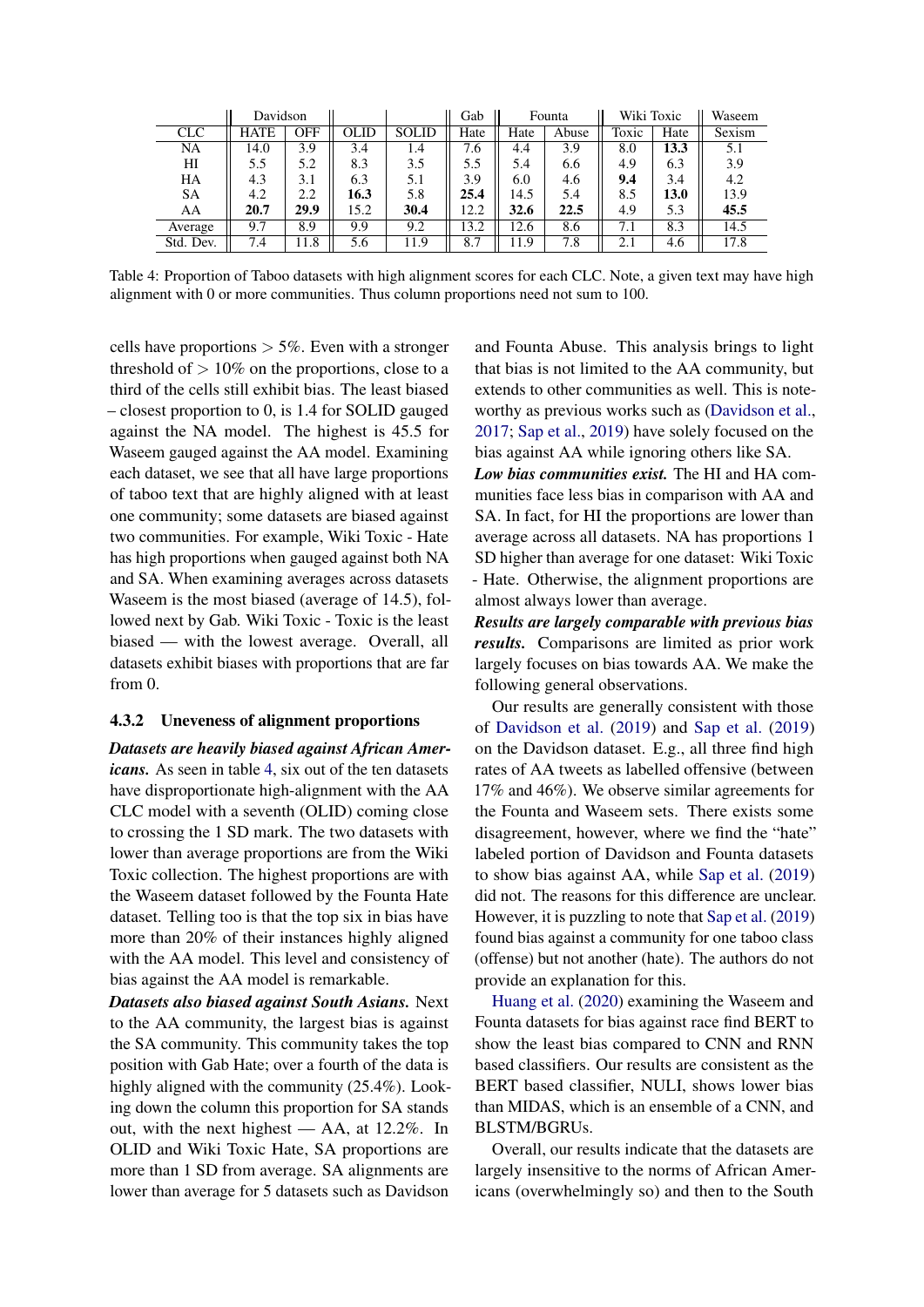| | Davidson | | OLID | SOLID | Gab | Founta | | Wiki Toxic | | Waseem |
|---|---|---|---|---|---|---|---|---|---|---|
| CLC | HATE | OFF | OLID | SOLID | Hate | Hate | Abuse | Toxic | Hate | Sexism |
| NA | 14.0 | 3.9 | 3.4 | 1.4 | 7.6 | 4.4 | 3.9 | 8.0 | **13.3** | 5.1 |
| HI | 5.5 | 5.2 | 8.3 | 3.5 | 5.5 | 5.4 | 6.6 | 4.9 | 6.3 | 3.9 |
| HA | 4.3 | 3.1 | 6.3 | 5.1 | 3.9 | 6.0 | 4.6 | **9.4** | 3.4 | 4.2 |
| SA | 4.2 | 2.2 | **16.3** | 5.8 | **25.4** | 14.5 | 5.4 | 8.5 | **13.0** | 13.9 |
| AA | **20.7** | **29.9** | 15.2 | **30.4** | 12.2 | **32.6** | **22.5** | 4.9 | 5.3 | **45.5** |
| Average | 9.7 | 8.9 | 9.9 | 9.2 | 13.2 | 12.6 | 8.6 | 7.1 | 8.3 | 14.5 |
| Std. Dev. | 7.4 | 11.8 | 5.6 | 11.9 | 8.7 | 11.9 | 7.8 | 2.1 | 4.6 | 17.8 |

Table 4: Proportion of Taboo datasets with high alignment scores for each CLC. Note, a given text may have high alignment with 0 or more communities. Thus column proportions need not sum to 100.

cells have proportions $> 5\%$. Even with a stronger threshold of $> 10\%$ on the proportions, close to a third of the cells still exhibit bias. The least biased – closest proportion to 0, is 1.4 for SOLID gauged against the NA model. The highest is 45.5 for Waseem gauged against the AA model. Examining each dataset, we see that all have large proportions of taboo text that are highly aligned with at least one community; some datasets are biased against two communities. For example, Wiki Toxic - Hate has high proportions when gauged against both NA and SA. When examining averages across datasets Waseem is the most biased (average of 14.5), followed next by Gab. Wiki Toxic - Toxic is the least biased — with the lowest average. Overall, all datasets exhibit biases with proportions that are far from 0.

#### 4.3.2 Uneveness of alignment proportions

***Datasets are heavily biased against African Americans.*** As seen in table 4, six out of the ten datasets have disproportionate high-alignment with the AA CLC model with a seventh (OLID) coming close to crossing the 1 SD mark. The two datasets with lower than average proportions are from the Wiki Toxic collection. The highest proportions are with the Waseem dataset followed by the Founta Hate dataset. Telling too is that the top six in bias have more than 20% of their instances highly aligned with the AA model. This level and consistency of bias against the AA model is remarkable.

***Datasets also biased against South Asians.*** Next to the AA community, the largest bias is against the SA community. This community takes the top position with Gab Hate; over a fourth of the data is highly aligned with the community (25.4%). Looking down the column this proportion for SA stands out, with the next highest — AA, at 12.2%. In OLID and Wiki Toxic Hate, SA proportions are more than 1 SD from average. SA alignments are lower than average for 5 datasets such as Davidson and Founta Abuse. This analysis brings to light that bias is not limited to the AA community, but extends to other communities as well. This is noteworthy as previous works such as (Davidson et al., 2017; Sap et al., 2019) have solely focused on the bias against AA while ignoring others like SA.

***Low bias communities exist.*** The HI and HA communities face less bias in comparison with AA and SA. In fact, for HI the proportions are lower than average across all datasets. NA has proportions 1 SD higher than average for one dataset: Wiki Toxic - Hate. Otherwise, the alignment proportions are almost always lower than average.

***Results are largely comparable with previous bias results.*** Comparisons are limited as prior work largely focuses on bias towards AA. We make the following general observations.

Our results are generally consistent with those of Davidson et al. (2019) and Sap et al. (2019) on the Davidson dataset. E.g., all three find high rates of AA tweets as labelled offensive (between 17% and 46%). We observe similar agreements for the Founta and Waseem sets. There exists some disagreement, however, where we find the "hate" labeled portion of Davidson and Founta datasets to show bias against AA, while Sap et al. (2019) did not. The reasons for this difference are unclear. However, it is puzzling to note that Sap et al. (2019) found bias against a community for one taboo class (offense) but not another (hate). The authors do not provide an explanation for this.

Huang et al. (2020) examining the Waseem and Founta datasets for bias against race find BERT to show the least bias compared to CNN and RNN based classifiers. Our results are consistent as the BERT based classifier, NULI, shows lower bias than MIDAS, which is an ensemble of a CNN, and BLSTM/BGRUs.

Overall, our results indicate that the datasets are largely insensitive to the norms of African Americans (overwhelmingly so) and then to the South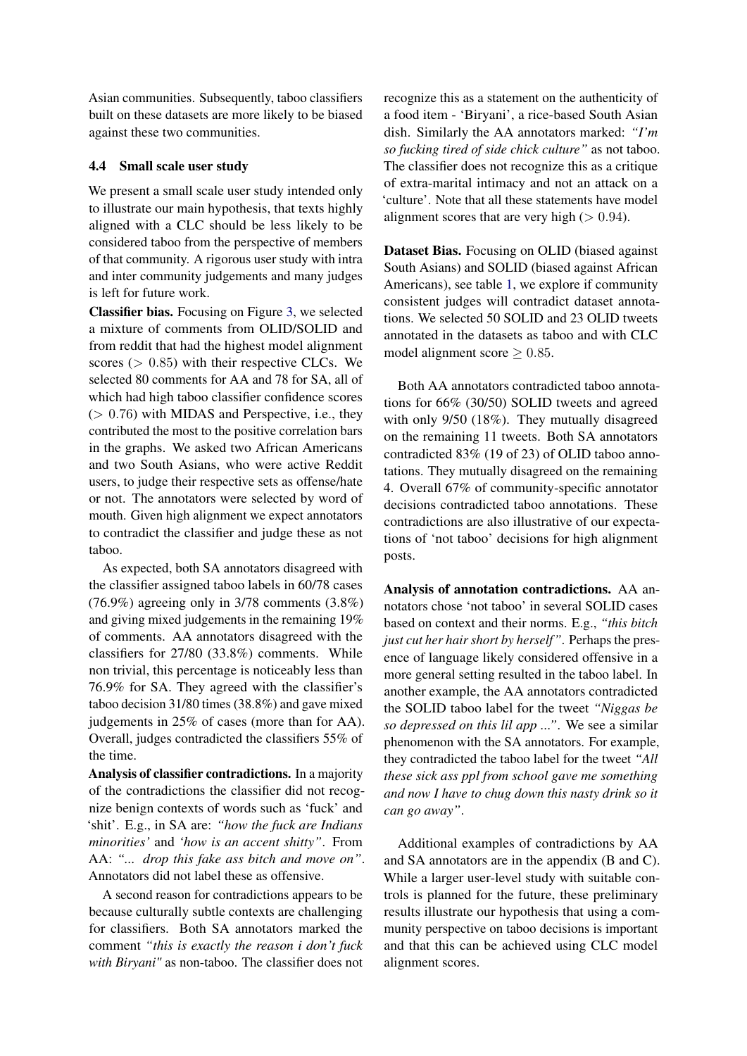Asian communities. Subsequently, taboo classifiers built on these datasets are more likely to be biased against these two communities.

### 4.4 Small scale user study

We present a small scale user study intended only to illustrate our main hypothesis, that texts highly aligned with a CLC should be less likely to be considered taboo from the perspective of members of that community. A rigorous user study with intra and inter community judgements and many judges is left for future work.

**Classifier bias.** Focusing on Figure 3, we selected a mixture of comments from OLID/SOLID and from reddit that had the highest model alignment scores ($> 0.85$) with their respective CLCs. We selected 80 comments for AA and 78 for SA, all of which had high taboo classifier confidence scores ($> 0.76$) with MIDAS and Perspective, i.e., they contributed the most to the positive correlation bars in the graphs. We asked two African Americans and two South Asians, who were active Reddit users, to judge their respective sets as offense/hate or not. The annotators were selected by word of mouth. Given high alignment we expect annotators to contradict the classifier and judge these as not taboo.

As expected, both SA annotators disagreed with the classifier assigned taboo labels in 60/78 cases (76.9%) agreeing only in 3/78 comments (3.8%) and giving mixed judgements in the remaining 19% of comments. AA annotators disagreed with the classifiers for 27/80 (33.8%) comments. While non trivial, this percentage is noticeably less than 76.9% for SA. They agreed with the classifier's taboo decision 31/80 times (38.8%) and gave mixed judgements in 25% of cases (more than for AA). Overall, judges contradicted the classifiers 55% of the time.

**Analysis of classifier contradictions.** In a majority of the contradictions the classifier did not recognize benign contexts of words such as 'fuck' and 'shit'. E.g., in SA are: *"how the fuck are Indians minorities'* and *'how is an accent shitty"*. From AA: *"... drop this fake ass bitch and move on"*. Annotators did not label these as offensive.

A second reason for contradictions appears to be because culturally subtle contexts are challenging for classifiers. Both SA annotators marked the comment *"this is exactly the reason i don't fuck with Biryani"* as non-taboo. The classifier does not recognize this as a statement on the authenticity of a food item - 'Biryani', a rice-based South Asian dish. Similarly the AA annotators marked: *"I'm so fucking tired of side chick culture"* as not taboo. The classifier does not recognize this as a critique of extra-marital intimacy and not an attack on a 'culture'. Note that all these statements have model alignment scores that are very high ($> 0.94$).

**Dataset Bias.** Focusing on OLID (biased against South Asians) and SOLID (biased against African Americans), see table 1, we explore if community consistent judges will contradict dataset annotations. We selected 50 SOLID and 23 OLID tweets annotated in the datasets as taboo and with CLC model alignment score $\geq 0.85$.

Both AA annotators contradicted taboo annotations for 66% (30/50) SOLID tweets and agreed with only 9/50 (18%). They mutually disagreed on the remaining 11 tweets. Both SA annotators contradicted 83% (19 of 23) of OLID taboo annotations. They mutually disagreed on the remaining 4. Overall 67% of community-specific annotator decisions contradicted taboo annotations. These contradictions are also illustrative of our expectations of 'not taboo' decisions for high alignment posts.

**Analysis of annotation contradictions.** AA annotators chose 'not taboo' in several SOLID cases based on context and their norms. E.g., *"this bitch just cut her hair short by herself"*. Perhaps the presence of language likely considered offensive in a more general setting resulted in the taboo label. In another example, the AA annotators contradicted the SOLID taboo label for the tweet *"Niggas be so depressed on this lil app ..."*. We see a similar phenomenon with the SA annotators. For example, they contradicted the taboo label for the tweet *"All these sick ass ppl from school gave me something and now I have to chug down this nasty drink so it can go away"*.

Additional examples of contradictions by AA and SA annotators are in the appendix (B and C). While a larger user-level study with suitable controls is planned for the future, these preliminary results illustrate our hypothesis that using a community perspective on taboo decisions is important and that this can be achieved using CLC model alignment scores.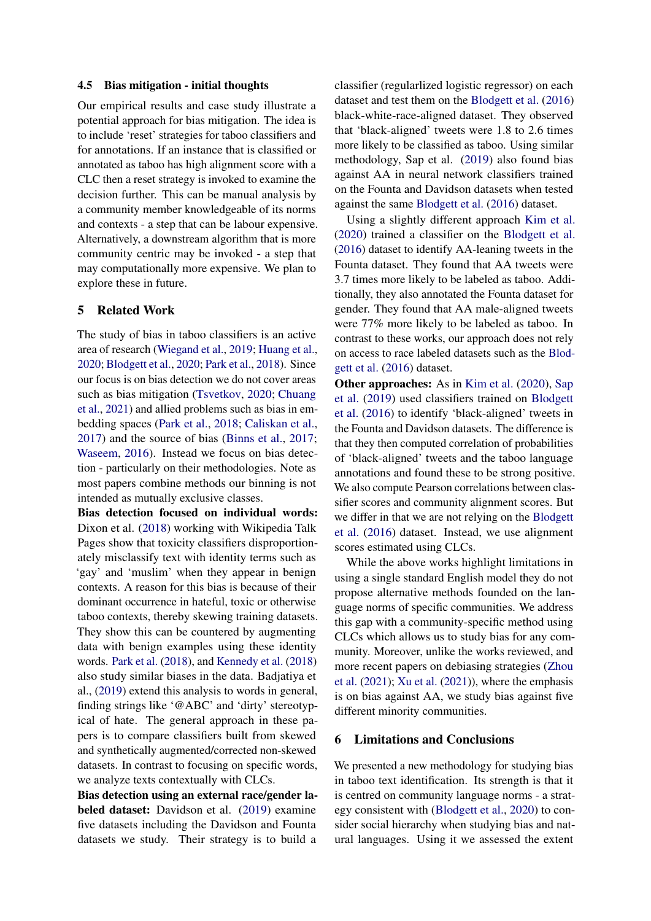### 4.5 Bias mitigation - initial thoughts

Our empirical results and case study illustrate a potential approach for bias mitigation. The idea is to include 'reset' strategies for taboo classifiers and for annotations. If an instance that is classified or annotated as taboo has high alignment score with a CLC then a reset strategy is invoked to examine the decision further. This can be manual analysis by a community member knowledgeable of its norms and contexts - a step that can be labour expensive. Alternatively, a downstream algorithm that is more community centric may be invoked - a step that may computationally more expensive. We plan to explore these in future.

## 5 Related Work

The study of bias in taboo classifiers is an active area of research (Wiegand et al., 2019; Huang et al., 2020; Blodgett et al., 2020; Park et al., 2018). Since our focus is on bias detection we do not cover areas such as bias mitigation (Tsvetkov, 2020; Chuang et al., 2021) and allied problems such as bias in embedding spaces (Park et al., 2018; Caliskan et al., 2017) and the source of bias (Binns et al., 2017; Waseem, 2016). Instead we focus on bias detection - particularly on their methodologies. Note as most papers combine methods our binning is not intended as mutually exclusive classes.

**Bias detection focused on individual words:** Dixon et al. (2018) working with Wikipedia Talk Pages show that toxicity classifiers disproportionately misclassify text with identity terms such as 'gay' and 'muslim' when they appear in benign contexts. A reason for this bias is because of their dominant occurrence in hateful, toxic or otherwise taboo contexts, thereby skewing training datasets. They show this can be countered by augmenting data with benign examples using these identity words. Park et al. (2018), and Kennedy et al. (2018) also study similar biases in the data. Badjatiya et al., (2019) extend this analysis to words in general, finding strings like '@ABC' and 'dirty' stereotypical of hate. The general approach in these papers is to compare classifiers built from skewed and synthetically augmented/corrected non-skewed datasets. In contrast to focusing on specific words, we analyze texts contextually with CLCs.

**Bias detection using an external race/gender labeled dataset:** Davidson et al. (2019) examine five datasets including the Davidson and Founta datasets we study. Their strategy is to build a classifier (regularlized logistic regressor) on each dataset and test them on the Blodgett et al. (2016) black-white-race-aligned dataset. They observed that 'black-aligned' tweets were 1.8 to 2.6 times more likely to be classified as taboo. Using similar methodology, Sap et al. (2019) also found bias against AA in neural network classifiers trained on the Founta and Davidson datasets when tested against the same Blodgett et al. (2016) dataset.

Using a slightly different approach Kim et al. (2020) trained a classifier on the Blodgett et al. (2016) dataset to identify AA-leaning tweets in the Founta dataset. They found that AA tweets were 3.7 times more likely to be labeled as taboo. Additionally, they also annotated the Founta dataset for gender. They found that AA male-aligned tweets were 77% more likely to be labeled as taboo. In contrast to these works, our approach does not rely on access to race labeled datasets such as the Blodgett et al. (2016) dataset.

**Other approaches:** As in Kim et al. (2020), Sap et al. (2019) used classifiers trained on Blodgett et al. (2016) to identify 'black-aligned' tweets in the Founta and Davidson datasets. The difference is that they then computed correlation of probabilities of 'black-aligned' tweets and the taboo language annotations and found these to be strong positive. We also compute Pearson correlations between classifier scores and community alignment scores. But we differ in that we are not relying on the Blodgett et al. (2016) dataset. Instead, we use alignment scores estimated using CLCs.

While the above works highlight limitations in using a single standard English model they do not propose alternative methods founded on the language norms of specific communities. We address this gap with a community-specific method using CLCs which allows us to study bias for any community. Moreover, unlike the works reviewed, and more recent papers on debiasing strategies (Zhou et al. (2021); Xu et al. (2021)), where the emphasis is on bias against AA, we study bias against five different minority communities.

## 6 Limitations and Conclusions

We presented a new methodology for studying bias in taboo text identification. Its strength is that it is centred on community language norms - a strategy consistent with (Blodgett et al., 2020) to consider social hierarchy when studying bias and natural languages. Using it we assessed the extent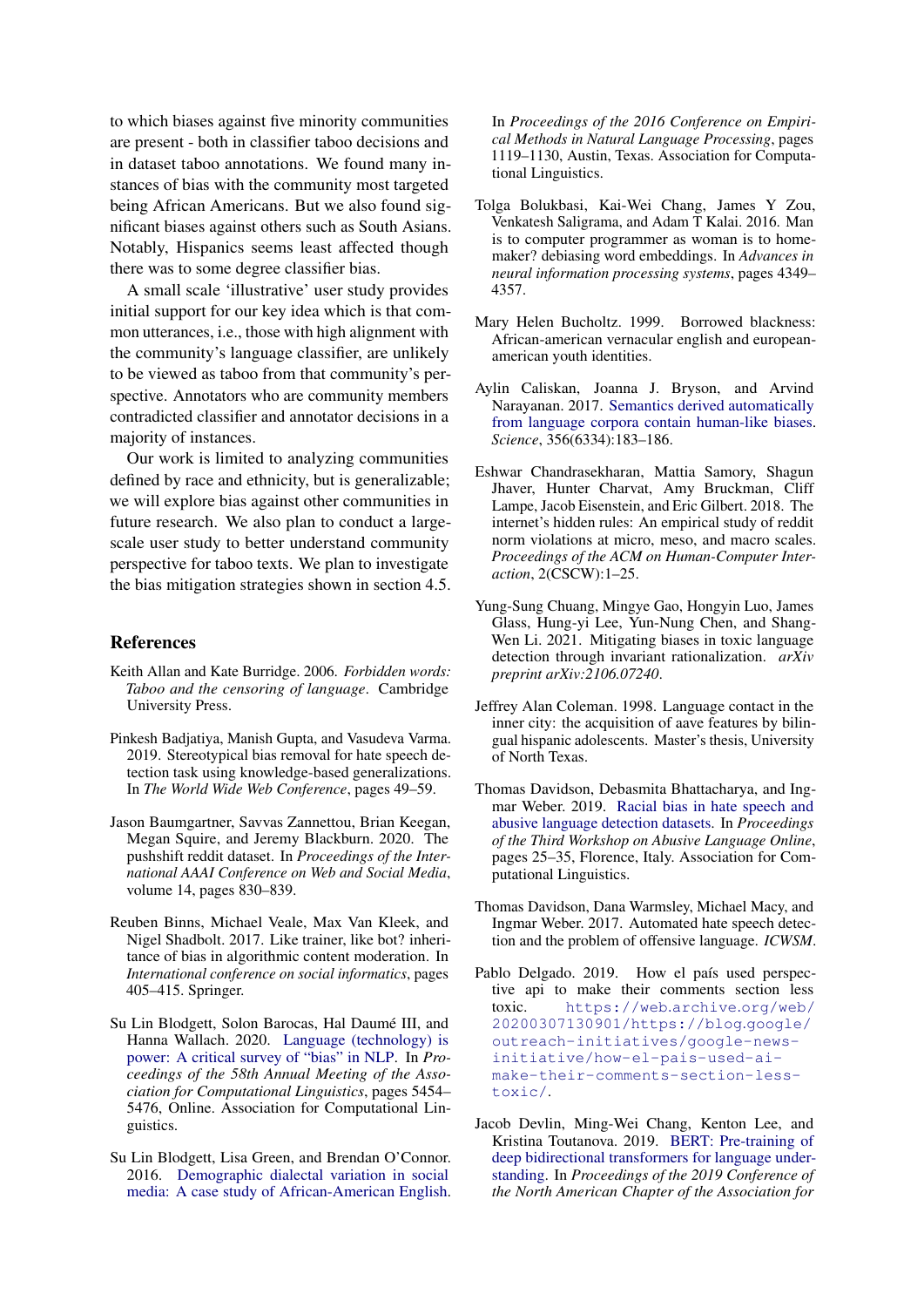to which biases against five minority communities are present - both in classifier taboo decisions and in dataset taboo annotations. We found many instances of bias with the community most targeted being African Americans. But we also found significant biases against others such as South Asians. Notably, Hispanics seems least affected though there was to some degree classifier bias.

A small scale 'illustrative' user study provides initial support for our key idea which is that common utterances, i.e., those with high alignment with the community's language classifier, are unlikely to be viewed as taboo from that community's perspective. Annotators who are community members contradicted classifier and annotator decisions in a majority of instances.

Our work is limited to analyzing communities defined by race and ethnicity, but is generalizable; we will explore bias against other communities in future research. We also plan to conduct a large-scale user study to better understand community perspective for taboo texts. We plan to investigate the bias mitigation strategies shown in section 4.5.

## References

Keith Allan and Kate Burridge. 2006. *Forbidden words: Taboo and the censoring of language*. Cambridge University Press.

Pinkesh Badjatiya, Manish Gupta, and Vasudeva Varma. 2019. Stereotypical bias removal for hate speech detection task using knowledge-based generalizations. In *The World Wide Web Conference*, pages 49–59.

Jason Baumgartner, Savvas Zannettou, Brian Keegan, Megan Squire, and Jeremy Blackburn. 2020. The pushshift reddit dataset. In *Proceedings of the International AAAI Conference on Web and Social Media*, volume 14, pages 830–839.

Reuben Binns, Michael Veale, Max Van Kleek, and Nigel Shadbolt. 2017. Like trainer, like bot? inheritance of bias in algorithmic content moderation. In *International conference on social informatics*, pages 405–415. Springer.

Su Lin Blodgett, Solon Barocas, Hal Daumé III, and Hanna Wallach. 2020. Language (technology) is power: A critical survey of "bias" in NLP. In *Proceedings of the 58th Annual Meeting of the Association for Computational Linguistics*, pages 5454–5476, Online. Association for Computational Linguistics.

Su Lin Blodgett, Lisa Green, and Brendan O'Connor. 2016. Demographic dialectal variation in social media: A case study of African-American English. In *Proceedings of the 2016 Conference on Empirical Methods in Natural Language Processing*, pages 1119–1130, Austin, Texas. Association for Computational Linguistics.

Tolga Bolukbasi, Kai-Wei Chang, James Y Zou, Venkatesh Saligrama, and Adam T Kalai. 2016. Man is to computer programmer as woman is to homemaker? debiasing word embeddings. In *Advances in neural information processing systems*, pages 4349–4357.

Mary Helen Bucholtz. 1999. Borrowed blackness: African-american vernacular english and european-american youth identities.

Aylin Caliskan, Joanna J. Bryson, and Arvind Narayanan. 2017. Semantics derived automatically from language corpora contain human-like biases. *Science*, 356(6334):183–186.

Eshwar Chandrasekharan, Mattia Samory, Shagun Jhaver, Hunter Charvat, Amy Bruckman, Cliff Lampe, Jacob Eisenstein, and Eric Gilbert. 2018. The internet's hidden rules: An empirical study of reddit norm violations at micro, meso, and macro scales. *Proceedings of the ACM on Human-Computer Interaction*, 2(CSCW):1–25.

Yung-Sung Chuang, Mingye Gao, Hongyin Luo, James Glass, Hung-yi Lee, Yun-Nung Chen, and Shang-Wen Li. 2021. Mitigating biases in toxic language detection through invariant rationalization. *arXiv preprint arXiv:2106.07240*.

Jeffrey Alan Coleman. 1998. Language contact in the inner city: the acquisition of aave features by bilingual hispanic adolescents. Master's thesis, University of North Texas.

Thomas Davidson, Debasmita Bhattacharya, and Ingmar Weber. 2019. Racial bias in hate speech and abusive language detection datasets. In *Proceedings of the Third Workshop on Abusive Language Online*, pages 25–35, Florence, Italy. Association for Computational Linguistics.

Thomas Davidson, Dana Warmsley, Michael Macy, and Ingmar Weber. 2017. Automated hate speech detection and the problem of offensive language. *ICWSM*.

Pablo Delgado. 2019. How el país used perspective api to make their comments section less toxic. https://web.archive.org/web/20200307130901/https://blog.google/outreach-initiatives/google-news-initiative/how-el-pais-used-ai-make-their-comments-section-less-toxic/.

Jacob Devlin, Ming-Wei Chang, Kenton Lee, and Kristina Toutanova. 2019. BERT: Pre-training of deep bidirectional transformers for language understanding. In *Proceedings of the 2019 Conference of the North American Chapter of the Association for*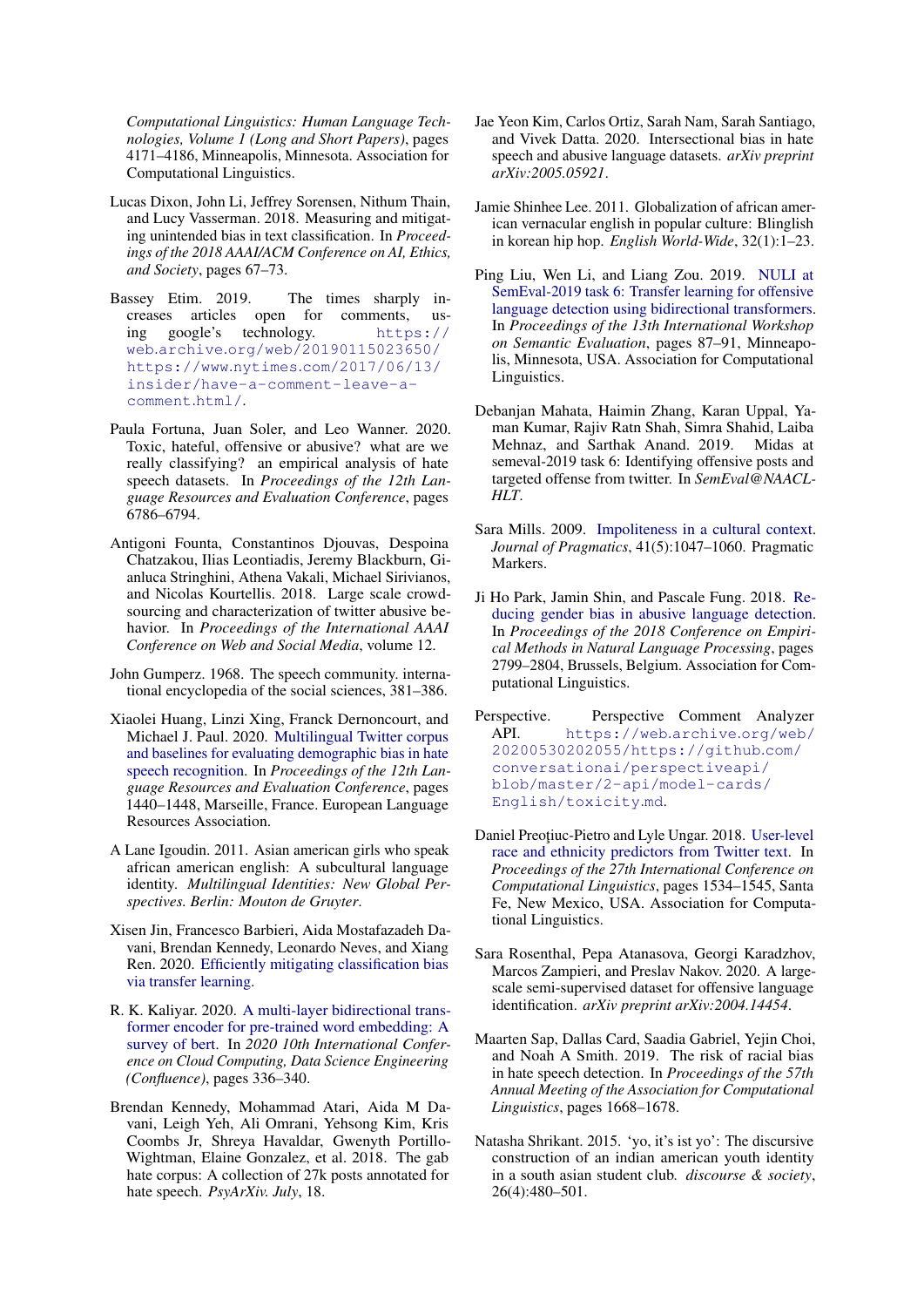*Computational Linguistics: Human Language Technologies, Volume 1 (Long and Short Papers)*, pages 4171–4186, Minneapolis, Minnesota. Association for Computational Linguistics.

Lucas Dixon, John Li, Jeffrey Sorensen, Nithum Thain, and Lucy Vasserman. 2018. Measuring and mitigating unintended bias in text classification. In *Proceedings of the 2018 AAAI/ACM Conference on AI, Ethics, and Society*, pages 67–73.

Bassey Etim. 2019. The times sharply increases articles open for comments, using google's technology. https://web.archive.org/web/20190115023650/https://www.nytimes.com/2017/06/13/insider/have-a-comment-leave-a-comment.html/.

Paula Fortuna, Juan Soler, and Leo Wanner. 2020. Toxic, hateful, offensive or abusive? what are we really classifying? an empirical analysis of hate speech datasets. In *Proceedings of the 12th Language Resources and Evaluation Conference*, pages 6786–6794.

Antigoni Founta, Constantinos Djouvas, Despoina Chatzakou, Ilias Leontiadis, Jeremy Blackburn, Gianluca Stringhini, Athena Vakali, Michael Sirivianos, and Nicolas Kourtellis. 2018. Large scale crowdsourcing and characterization of twitter abusive behavior. In *Proceedings of the International AAAI Conference on Web and Social Media*, volume 12.

John Gumperz. 1968. The speech community. international encyclopedia of the social sciences, 381–386.

Xiaolei Huang, Linzi Xing, Franck Dernoncourt, and Michael J. Paul. 2020. Multilingual Twitter corpus and baselines for evaluating demographic bias in hate speech recognition. In *Proceedings of the 12th Language Resources and Evaluation Conference*, pages 1440–1448, Marseille, France. European Language Resources Association.

A Lane Igoudin. 2011. Asian american girls who speak african american english: A subcultural language identity. *Multilingual Identities: New Global Perspectives. Berlin: Mouton de Gruyter*.

Xisen Jin, Francesco Barbieri, Aida Mostafazadeh Davani, Brendan Kennedy, Leonardo Neves, and Xiang Ren. 2020. Efficiently mitigating classification bias via transfer learning.

R. K. Kaliyar. 2020. A multi-layer bidirectional transformer encoder for pre-trained word embedding: A survey of bert. In *2020 10th International Conference on Cloud Computing, Data Science Engineering (Confluence)*, pages 336–340.

Brendan Kennedy, Mohammad Atari, Aida M Davani, Leigh Yeh, Ali Omrani, Yehsong Kim, Kris Coombs Jr, Shreya Havaldar, Gwenyth Portillo-Wightman, Elaine Gonzalez, et al. 2018. The gab hate corpus: A collection of 27k posts annotated for hate speech. *PsyArXiv. July*, 18.

Jae Yeon Kim, Carlos Ortiz, Sarah Nam, Sarah Santiago, and Vivek Datta. 2020. Intersectional bias in hate speech and abusive language datasets. *arXiv preprint arXiv:2005.05921*.

Jamie Shinhee Lee. 2011. Globalization of african american vernacular english in popular culture: Blinglish in korean hip hop. *English World-Wide*, 32(1):1–23.

Ping Liu, Wen Li, and Liang Zou. 2019. NULI at SemEval-2019 task 6: Transfer learning for offensive language detection using bidirectional transformers. In *Proceedings of the 13th International Workshop on Semantic Evaluation*, pages 87–91, Minneapolis, Minnesota, USA. Association for Computational Linguistics.

Debanjan Mahata, Haimin Zhang, Karan Uppal, Yaman Kumar, Rajiv Ratn Shah, Simra Shahid, Laiba Mehnaz, and Sarthak Anand. 2019. Midas at semeval-2019 task 6: Identifying offensive posts and targeted offense from twitter. In *SemEval@NAACL-HLT*.

Sara Mills. 2009. Impoliteness in a cultural context. *Journal of Pragmatics*, 41(5):1047–1060. Pragmatic Markers.

Ji Ho Park, Jamin Shin, and Pascale Fung. 2018. Reducing gender bias in abusive language detection. In *Proceedings of the 2018 Conference on Empirical Methods in Natural Language Processing*, pages 2799–2804, Brussels, Belgium. Association for Computational Linguistics.

Perspective. Perspective Comment Analyzer API. https://web.archive.org/web/20200530202055/https://github.com/conversationai/perspectiveapi/blob/master/2-api/model-cards/English/toxicity.md.

Daniel Preoţiuc-Pietro and Lyle Ungar. 2018. User-level race and ethnicity predictors from Twitter text. In *Proceedings of the 27th International Conference on Computational Linguistics*, pages 1534–1545, Santa Fe, New Mexico, USA. Association for Computational Linguistics.

Sara Rosenthal, Pepa Atanasova, Georgi Karadzhov, Marcos Zampieri, and Preslav Nakov. 2020. A large-scale semi-supervised dataset for offensive language identification. *arXiv preprint arXiv:2004.14454*.

Maarten Sap, Dallas Card, Saadia Gabriel, Yejin Choi, and Noah A Smith. 2019. The risk of racial bias in hate speech detection. In *Proceedings of the 57th Annual Meeting of the Association for Computational Linguistics*, pages 1668–1678.

Natasha Shrikant. 2015. 'yo, it's ist yo': The discursive construction of an indian american youth identity in a south asian student club. *discourse & society*, 26(4):480–501.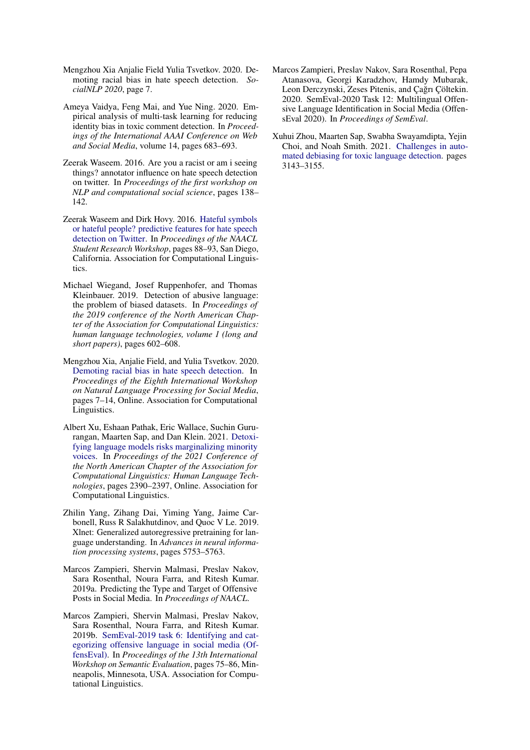Mengzhou Xia Anjalie Field Yulia Tsvetkov. 2020. Demoting racial bias in hate speech detection. *SocialNLP 2020*, page 7.

Ameya Vaidya, Feng Mai, and Yue Ning. 2020. Empirical analysis of multi-task learning for reducing identity bias in toxic comment detection. In *Proceedings of the International AAAI Conference on Web and Social Media*, volume 14, pages 683–693.

Zeerak Waseem. 2016. Are you a racist or am i seeing things? annotator influence on hate speech detection on twitter. In *Proceedings of the first workshop on NLP and computational social science*, pages 138–142.

Zeerak Waseem and Dirk Hovy. 2016. Hateful symbols or hateful people? predictive features for hate speech detection on Twitter. In *Proceedings of the NAACL Student Research Workshop*, pages 88–93, San Diego, California. Association for Computational Linguistics.

Michael Wiegand, Josef Ruppenhofer, and Thomas Kleinbauer. 2019. Detection of abusive language: the problem of biased datasets. In *Proceedings of the 2019 conference of the North American Chapter of the Association for Computational Linguistics: human language technologies, volume 1 (long and short papers)*, pages 602–608.

Mengzhou Xia, Anjalie Field, and Yulia Tsvetkov. 2020. Demoting racial bias in hate speech detection. In *Proceedings of the Eighth International Workshop on Natural Language Processing for Social Media*, pages 7–14, Online. Association for Computational Linguistics.

Albert Xu, Eshaan Pathak, Eric Wallace, Suchin Gururangan, Maarten Sap, and Dan Klein. 2021. Detoxifying language models risks marginalizing minority voices. In *Proceedings of the 2021 Conference of the North American Chapter of the Association for Computational Linguistics: Human Language Technologies*, pages 2390–2397, Online. Association for Computational Linguistics.

Zhilin Yang, Zihang Dai, Yiming Yang, Jaime Carbonell, Russ R Salakhutdinov, and Quoc V Le. 2019. Xlnet: Generalized autoregressive pretraining for language understanding. In *Advances in neural information processing systems*, pages 5753–5763.

Marcos Zampieri, Shervin Malmasi, Preslav Nakov, Sara Rosenthal, Noura Farra, and Ritesh Kumar. 2019a. Predicting the Type and Target of Offensive Posts in Social Media. In *Proceedings of NAACL*.

Marcos Zampieri, Shervin Malmasi, Preslav Nakov, Sara Rosenthal, Noura Farra, and Ritesh Kumar. 2019b. SemEval-2019 task 6: Identifying and categorizing offensive language in social media (OffensEval). In *Proceedings of the 13th International Workshop on Semantic Evaluation*, pages 75–86, Minneapolis, Minnesota, USA. Association for Computational Linguistics.

Marcos Zampieri, Preslav Nakov, Sara Rosenthal, Pepa Atanasova, Georgi Karadzhov, Hamdy Mubarak, Leon Derczynski, Zeses Pitenis, and Çağrı Çöltekin. 2020. SemEval-2020 Task 12: Multilingual Offensive Language Identification in Social Media (OffensEval 2020). In *Proceedings of SemEval*.

Xuhui Zhou, Maarten Sap, Swabha Swayamdipta, Yejin Choi, and Noah Smith. 2021. Challenges in automated debiasing for toxic language detection. pages 3143–3155.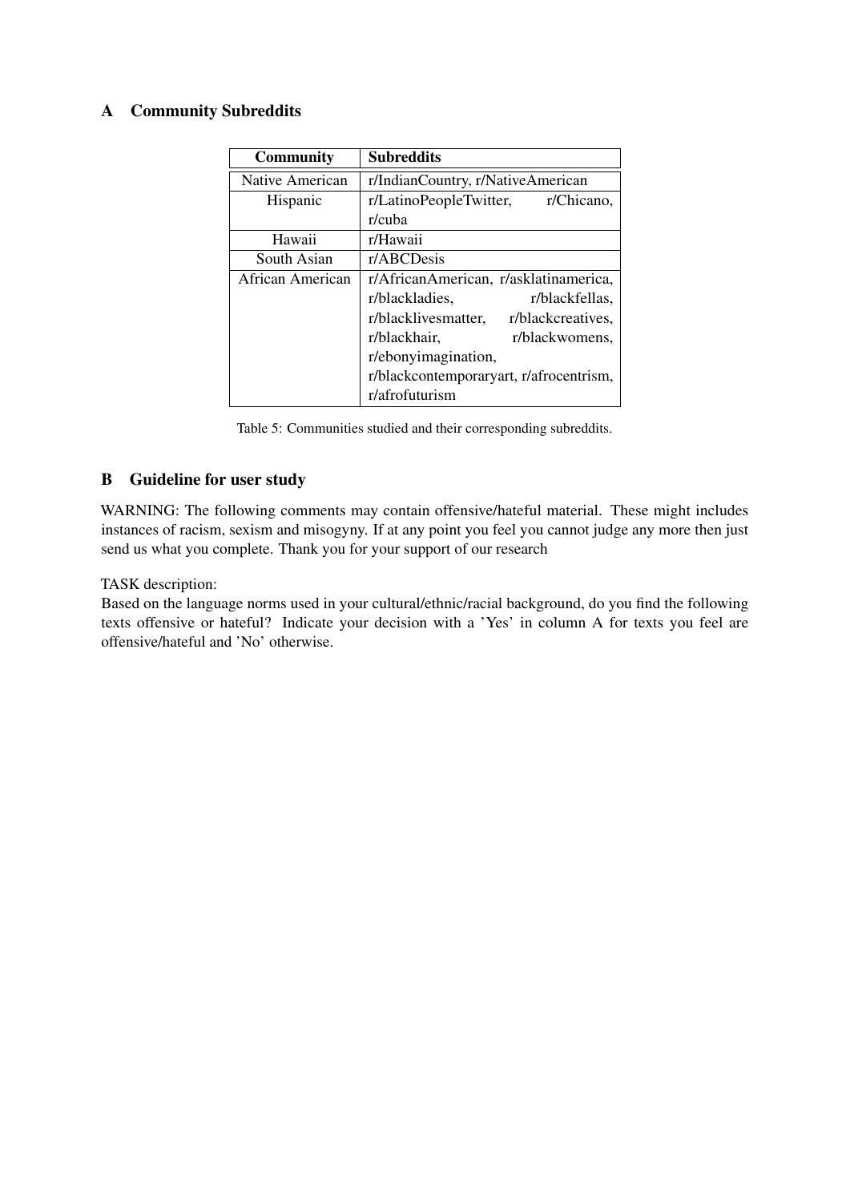## A Community Subreddits

| Community | Subreddits |
|---|---|
| Native American | r/IndianCountry, r/NativeAmerican |
| Hispanic | r/LatinoPeopleTwitter, r/Chicano, r/cuba |
| Hawaii | r/Hawaii |
| South Asian | r/ABCDesis |
| African American | r/AfricanAmerican, r/asklatinamerica, r/blackladies, r/blackfellas, r/blacklivesmatter, r/blackcreatives, r/blackhair, r/blackwomens, r/ebonyimagination, r/blackcontemporaryart, r/afrocentrism, r/afrofuturism |

Table 5: Communities studied and their corresponding subreddits.

## B Guideline for user study

WARNING: The following comments may contain offensive/hateful material. These might includes instances of racism, sexism and misogyny. If at any point you feel you cannot judge any more then just send us what you complete. Thank you for your support of our research

TASK description:
Based on the language norms used in your cultural/ethnic/racial background, do you find the following texts offensive or hateful? Indicate your decision with a 'Yes' in column A for texts you feel are offensive/hateful and 'No' otherwise.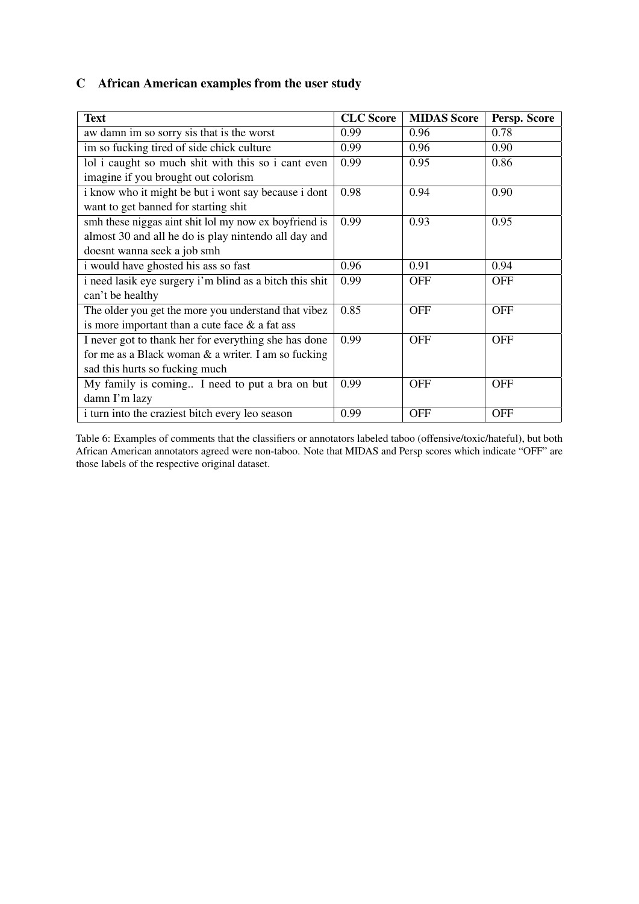## C African American examples from the user study

| Text | CLC Score | MIDAS Score | Persp. Score |
|---|---|---|---|
| aw damn im so sorry sis that is the worst | 0.99 | 0.96 | 0.78 |
| im so fucking tired of side chick culture | 0.99 | 0.96 | 0.90 |
| lol i caught so much shit with this so i cant even imagine if you brought out colorism | 0.99 | 0.95 | 0.86 |
| i know who it might be but i wont say because i dont want to get banned for starting shit | 0.98 | 0.94 | 0.90 |
| smh these niggas aint shit lol my now ex boyfriend is almost 30 and all he do is play nintendo all day and doesnt wanna seek a job smh | 0.99 | 0.93 | 0.95 |
| i would have ghosted his ass so fast | 0.96 | 0.91 | 0.94 |
| i need lasik eye surgery i'm blind as a bitch this shit can't be healthy | 0.99 | OFF | OFF |
| The older you get the more you understand that vibez is more important than a cute face & a fat ass | 0.85 | OFF | OFF |
| I never got to thank her for everything she has done for me as a Black woman & a writer. I am so fucking sad this hurts so fucking much | 0.99 | OFF | OFF |
| My family is coming.. I need to put a bra on but damn I'm lazy | 0.99 | OFF | OFF |
| i turn into the craziest bitch every leo season | 0.99 | OFF | OFF |

Table 6: Examples of comments that the classifiers or annotators labeled taboo (offensive/toxic/hateful), but both African American annotators agreed were non-taboo. Note that MIDAS and Persp scores which indicate "OFF" are those labels of the respective original dataset.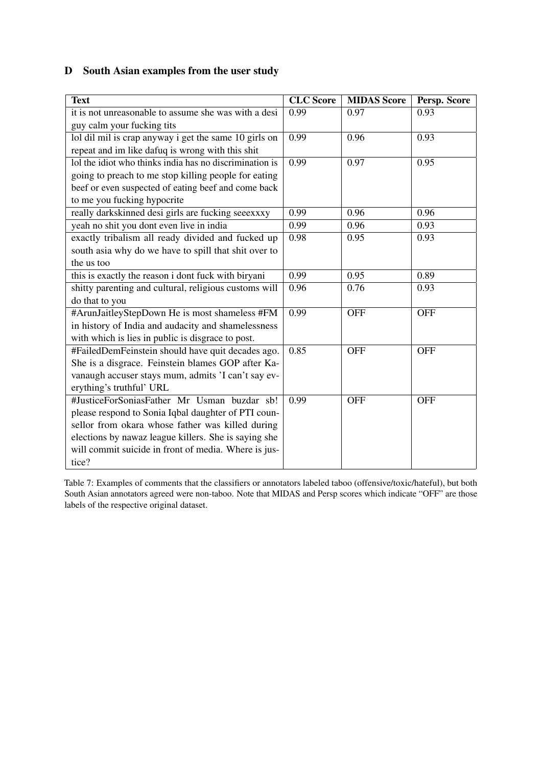## D South Asian examples from the user study

| Text | CLC Score | MIDAS Score | Persp. Score |
|---|---|---|---|
| it is not unreasonable to assume she was with a desi guy calm your fucking tits | 0.99 | 0.97 | 0.93 |
| lol dil mil is crap anyway i get the same 10 girls on repeat and im like dafuq is wrong with this shit | 0.99 | 0.96 | 0.93 |
| lol the idiot who thinks india has no discrimination is going to preach to me stop killing people for eating beef or even suspected of eating beef and come back to me you fucking hypocrite | 0.99 | 0.97 | 0.95 |
| really darkskinned desi girls are fucking seeexxxy | 0.99 | 0.96 | 0.96 |
| yeah no shit you dont even live in india | 0.99 | 0.96 | 0.93 |
| exactly tribalism all ready divided and fucked up south asia why do we have to spill that shit over to the us too | 0.98 | 0.95 | 0.93 |
| this is exactly the reason i dont fuck with biryani | 0.99 | 0.95 | 0.89 |
| shitty parenting and cultural, religious customs will do that to you | 0.96 | 0.76 | 0.93 |
| #ArunJaitleyStepDown He is most shameless #FM in history of India and audacity and shamelessness with which is lies in public is disgrace to post. | 0.99 | OFF | OFF |
| #FailedDemFeinstein should have quit decades ago. She is a disgrace. Feinstein blames GOP after Kavanaugh accuser stays mum, admits 'I can't say everything's truthful' URL | 0.85 | OFF | OFF |
| #JusticeForSoniasFather Mr Usman buzdar sb! please respond to Sonia Iqbal daughter of PTI counsellor from okara whose father was killed during elections by nawaz league killers. She is saying she will commit suicide in front of media. Where is justice? | 0.99 | OFF | OFF |

Table 7: Examples of comments that the classifiers or annotators labeled taboo (offensive/toxic/hateful), but both South Asian annotators agreed were non-taboo. Note that MIDAS and Persp scores which indicate "OFF" are those labels of the respective original dataset.